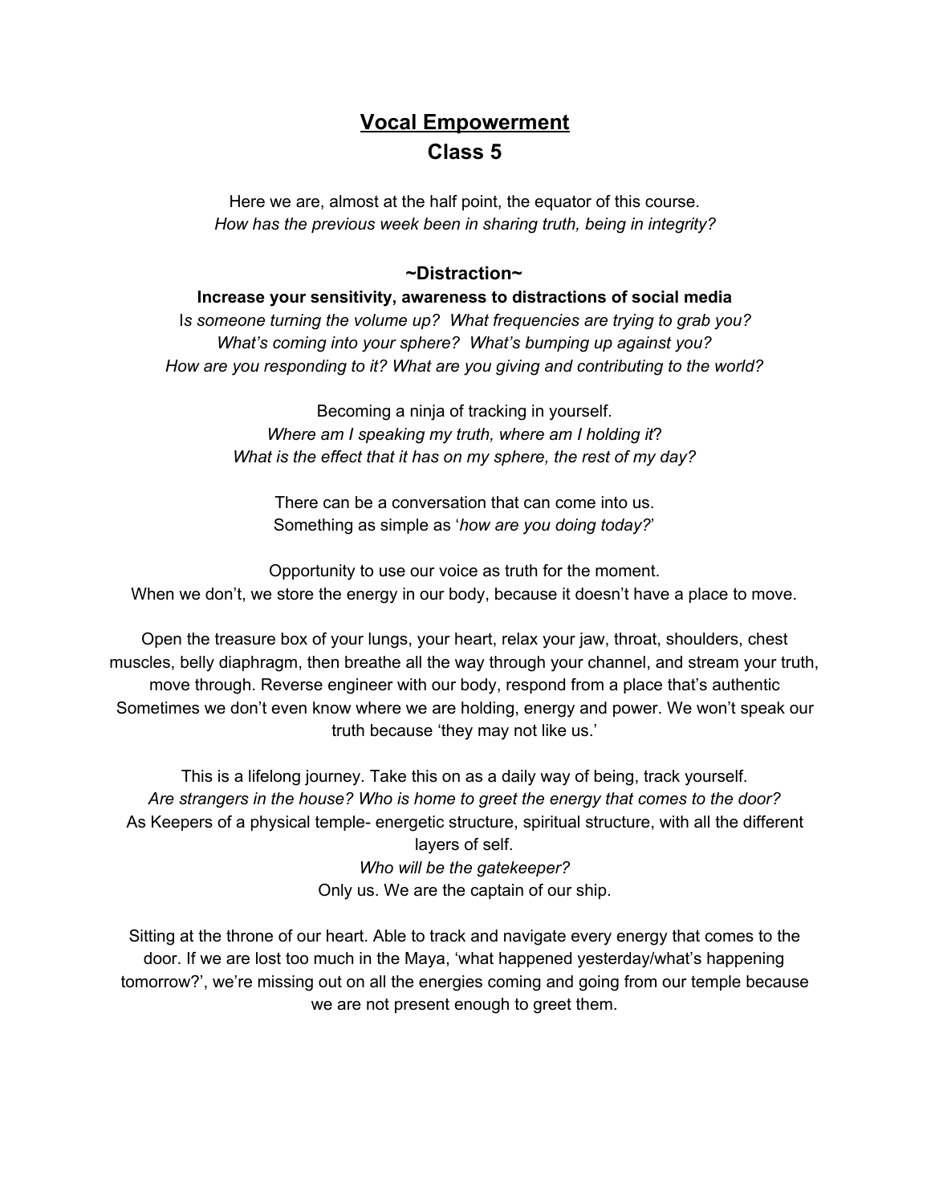# Vocal Empowerment
## Class 5

Here we are, almost at the half point, the equator of this course.
*How has the previous week been in sharing truth, being in integrity?*

### ~Distraction~

**Increase your sensitivity, awareness to distractions of social media**
I*s someone turning the volume up? What frequencies are trying to grab you?*
*What's coming into your sphere? What's bumping up against you?*
*How are you responding to it? What are you giving and contributing to the world?*

Becoming a ninja of tracking in yourself.
*Where am I speaking my truth, where am I holding it*?
*What is the effect that it has on my sphere, the rest of my day?*

There can be a conversation that can come into us.
Something as simple as '*how are you doing today?*'

Opportunity to use our voice as truth for the moment.
When we don't, we store the energy in our body, because it doesn't have a place to move.

Open the treasure box of your lungs, your heart, relax your jaw, throat, shoulders, chest muscles, belly diaphragm, then breathe all the way through your channel, and stream your truth, move through. Reverse engineer with our body, respond from a place that's authentic
Sometimes we don't even know where we are holding, energy and power. We won't speak our truth because 'they may not like us.'

This is a lifelong journey. Take this on as a daily way of being, track yourself.
*Are strangers in the house? Who is home to greet the energy that comes to the door?*
As Keepers of a physical temple- energetic structure, spiritual structure, with all the different layers of self.
*Who will be the gatekeeper?*
Only us. We are the captain of our ship.

Sitting at the throne of our heart. Able to track and navigate every energy that comes to the door. If we are lost too much in the Maya, 'what happened yesterday/what's happening tomorrow?', we're missing out on all the energies coming and going from our temple because we are not present enough to greet them.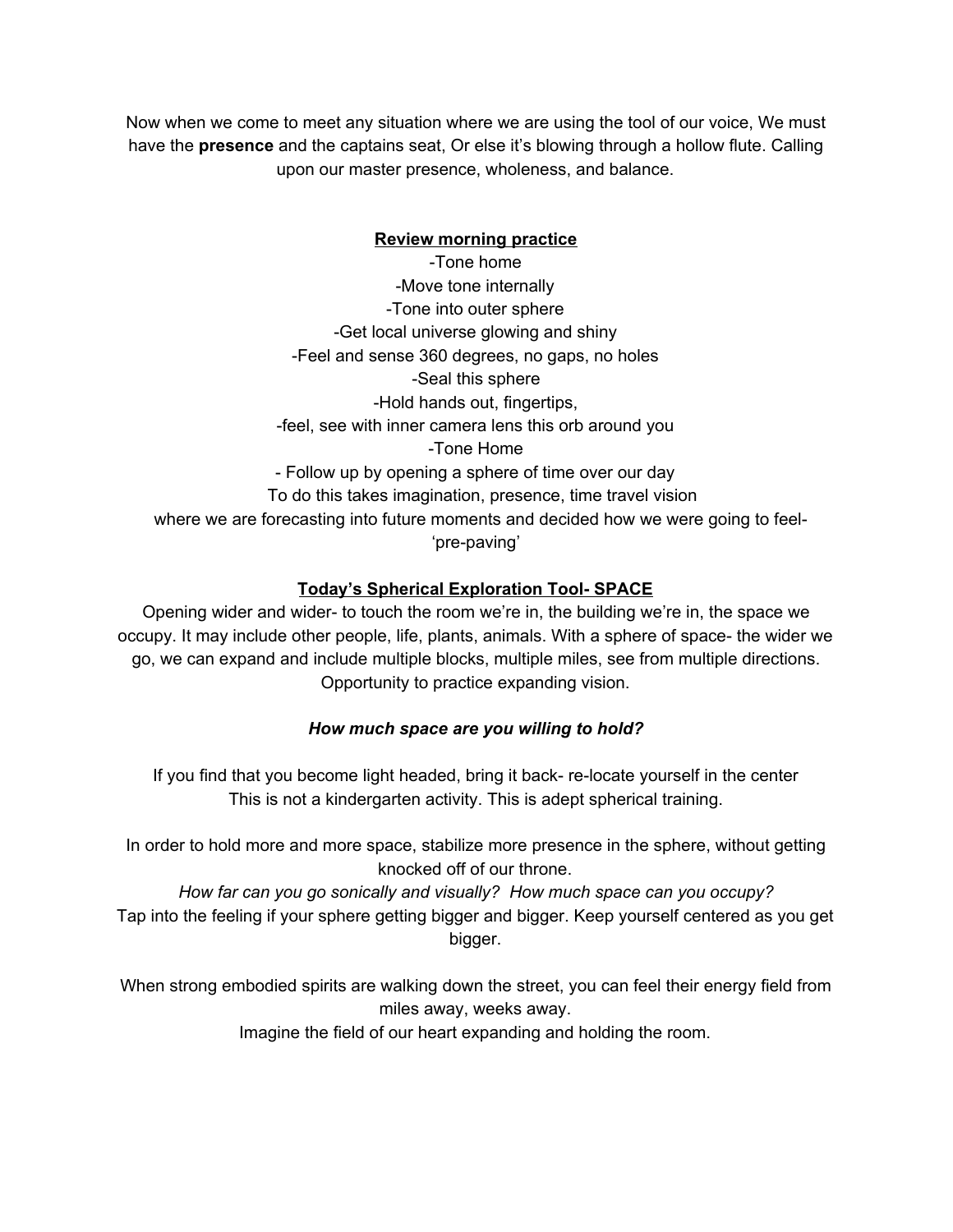Now when we come to meet any situation where we are using the tool of our voice, We must have the **presence** and the captains seat, Or else it's blowing through a hollow flute. Calling upon our master presence, wholeness, and balance.

**Review morning practice**

-Tone home
-Move tone internally
-Tone into outer sphere
-Get local universe glowing and shiny
-Feel and sense 360 degrees, no gaps, no holes
-Seal this sphere
-Hold hands out, fingertips,
-feel, see with inner camera lens this orb around you
-Tone Home
- Follow up by opening a sphere of time over our day
To do this takes imagination, presence, time travel vision
where we are forecasting into future moments and decided how we were going to feel- 'pre-paving'

**Today's Spherical Exploration Tool- SPACE**

Opening wider and wider- to touch the room we're in, the building we're in, the space we occupy. It may include other people, life, plants, animals. With a sphere of space- the wider we go, we can expand and include multiple blocks, multiple miles, see from multiple directions. Opportunity to practice expanding vision.

***How much space are you willing to hold?***

If you find that you become light headed, bring it back- re-locate yourself in the center
This is not a kindergarten activity. This is adept spherical training.

In order to hold more and more space, stabilize more presence in the sphere, without getting knocked off of our throne.
*How far can you go sonically and visually? How much space can you occupy?*
Tap into the feeling if your sphere getting bigger and bigger. Keep yourself centered as you get bigger.

When strong embodied spirits are walking down the street, you can feel their energy field from miles away, weeks away.
Imagine the field of our heart expanding and holding the room.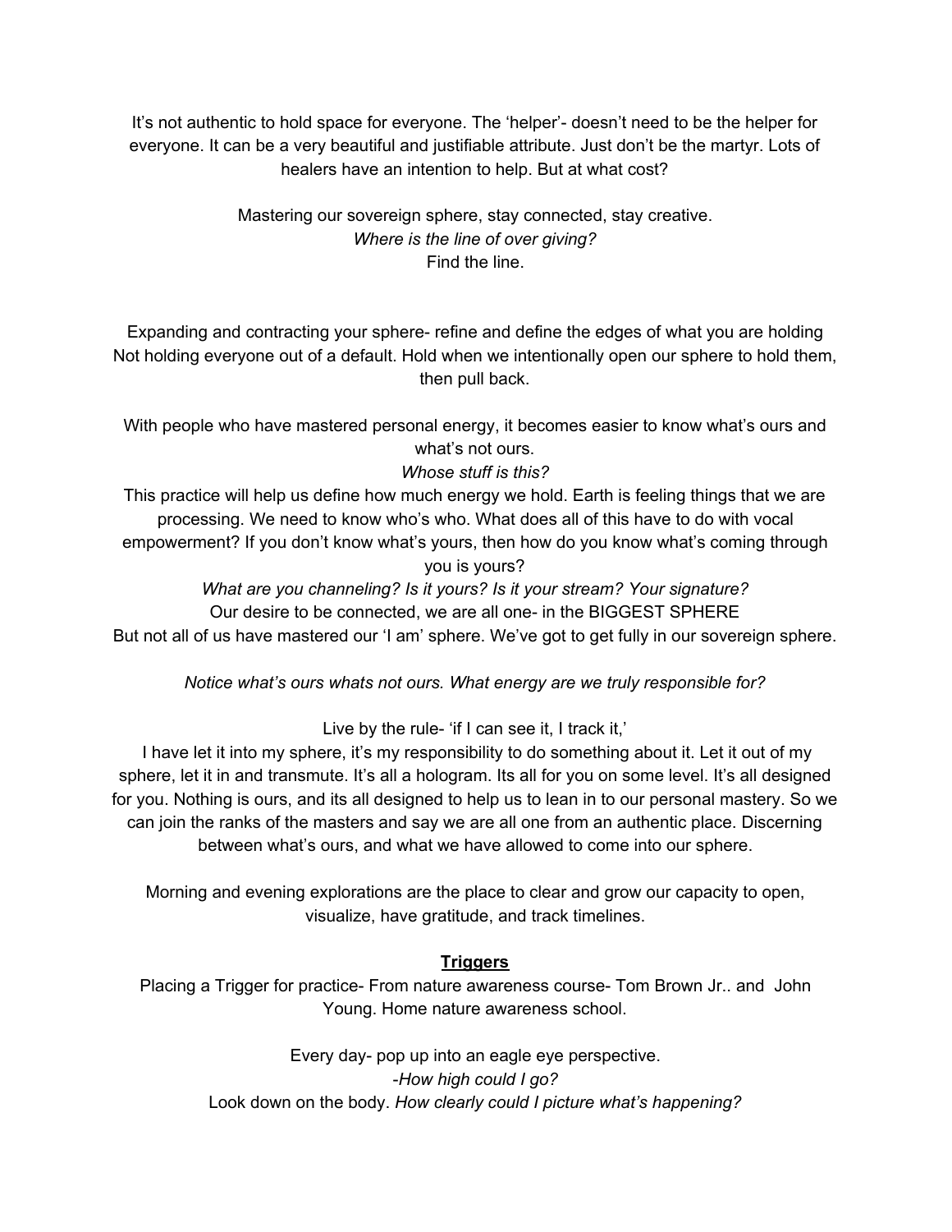It’s not authentic to hold space for everyone. The ‘helper’- doesn’t need to be the helper for everyone. It can be a very beautiful and justifiable attribute. Just don’t be the martyr. Lots of healers have an intention to help. But at what cost?

Mastering our sovereign sphere, stay connected, stay creative.
*Where is the line of over giving?*
Find the line.

Expanding and contracting your sphere- refine and define the edges of what you are holding
Not holding everyone out of a default. Hold when we intentionally open our sphere to hold them, then pull back.

With people who have mastered personal energy, it becomes easier to know what’s ours and what’s not ours.
*Whose stuff is this?*
This practice will help us define how much energy we hold. Earth is feeling things that we are processing. We need to know who’s who. What does all of this have to do with vocal empowerment? If you don’t know what’s yours, then how do you know what’s coming through you is yours?
*What are you channeling? Is it yours? Is it your stream? Your signature?*
Our desire to be connected, we are all one- in the BIGGEST SPHERE
But not all of us have mastered our ‘I am’ sphere. We’ve got to get fully in our sovereign sphere.

*Notice what’s ours whats not ours. What energy are we truly responsible for?*

Live by the rule- ‘if I can see it, I track it,’
I have let it into my sphere, it’s my responsibility to do something about it. Let it out of my sphere, let it in and transmute. It’s all a hologram. Its all for you on some level. It’s all designed for you. Nothing is ours, and its all designed to help us to lean in to our personal mastery. So we can join the ranks of the masters and say we are all one from an authentic place. Discerning between what’s ours, and what we have allowed to come into our sphere.

Morning and evening explorations are the place to clear and grow our capacity to open, visualize, have gratitude, and track timelines.

**<u>Triggers</u>**

Placing a Trigger for practice- From nature awareness course- Tom Brown Jr.. and John Young. Home nature awareness school.

Every day- pop up into an eagle eye perspective.
-*How high could I go?*
Look down on the body. *How clearly could I picture what’s happening?*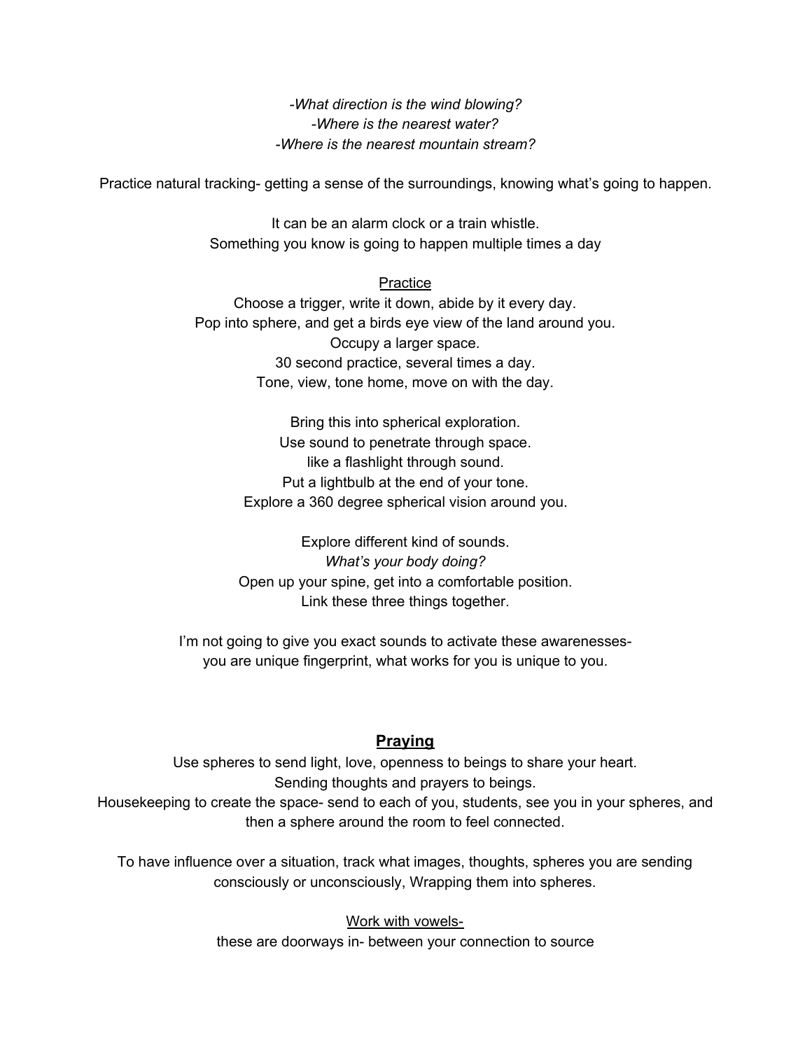*-What direction is the wind blowing?*
*-Where is the nearest water?*
*-Where is the nearest mountain stream?*

Practice natural tracking- getting a sense of the surroundings, knowing what's going to happen.

It can be an alarm clock or a train whistle.
Something you know is going to happen multiple times a day

<u>Practice</u>
Choose a trigger, write it down, abide by it every day.
Pop into sphere, and get a birds eye view of the land around you.
Occupy a larger space.
30 second practice, several times a day.
Tone, view, tone home, move on with the day.

Bring this into spherical exploration.
Use sound to penetrate through space.
like a flashlight through sound.
Put a lightbulb at the end of your tone.
Explore a 360 degree spherical vision around you.

Explore different kind of sounds.
*What's your body doing?*
Open up your spine, get into a comfortable position.
Link these three things together.

I'm not going to give you exact sounds to activate these awarenesses-
you are unique fingerprint, what works for you is unique to you.

## <u>Praying</u>

Use spheres to send light, love, openness to beings to share your heart.
Sending thoughts and prayers to beings.
Housekeeping to create the space- send to each of you, students, see you in your spheres, and then a sphere around the room to feel connected.

To have influence over a situation, track what images, thoughts, spheres you are sending consciously or unconsciously, Wrapping them into spheres.

<u>Work with vowels-</u>
these are doorways in- between your connection to source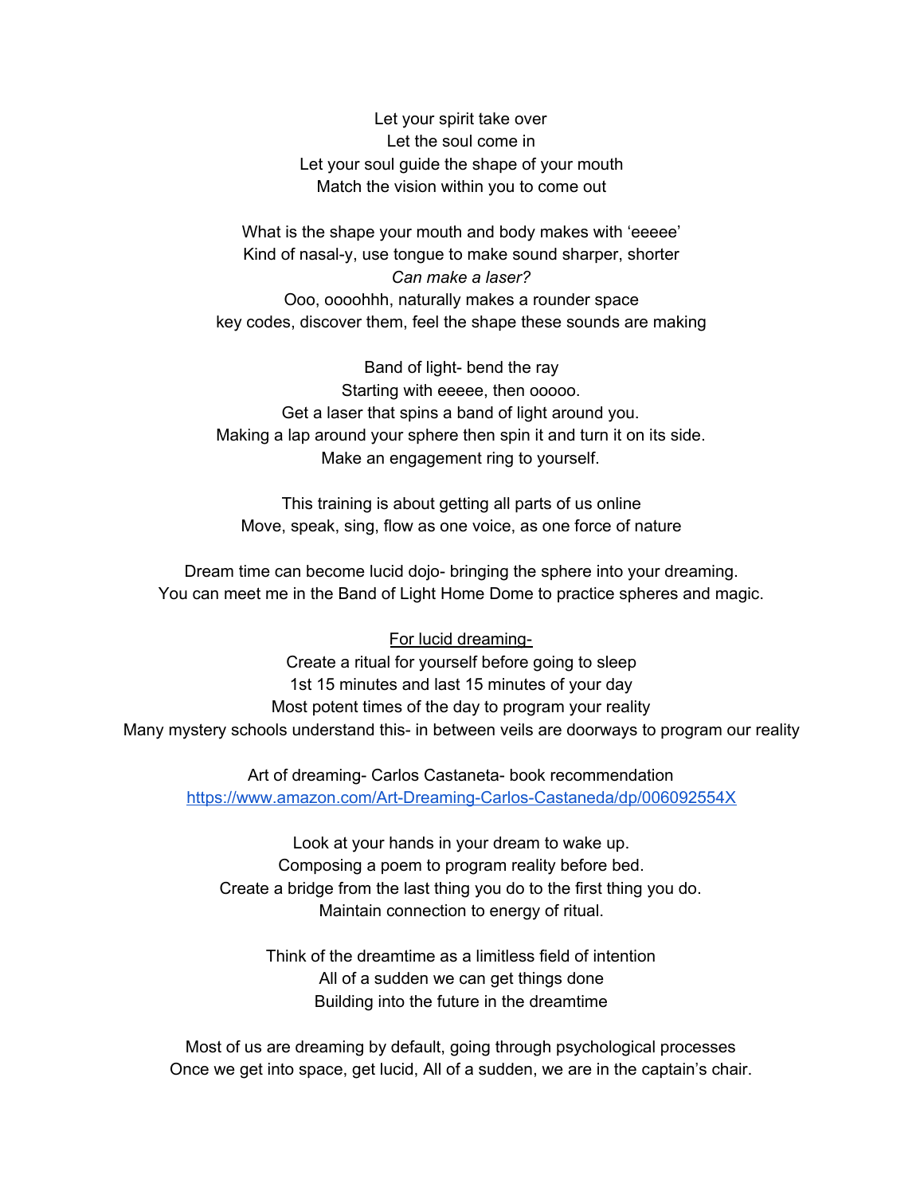Let your spirit take over
Let the soul come in
Let your soul guide the shape of your mouth
Match the vision within you to come out

What is the shape your mouth and body makes with 'eeeee'
Kind of nasal-y, use tongue to make sound sharper, shorter
*Can make a laser?*
Ooo, ooooh­hh, naturally makes a rounder space
key codes, discover them, feel the shape these sounds are making

Band of light- bend the ray
Starting with eeeee, then ooooo.
Get a laser that spins a band of light around you.
Making a lap around your sphere then spin it and turn it on its side.
Make an engagement ring to yourself.

This training is about getting all parts of us online
Move, speak, sing, flow as one voice, as one force of nature

Dream time can become lucid dojo- bringing the sphere into your dreaming.
You can meet me in the Band of Light Home Dome to practice spheres and magic.

<u>For lucid dreaming-</u>
Create a ritual for yourself before going to sleep
1st 15 minutes and last 15 minutes of your day
Most potent times of the day to program your reality
Many mystery schools understand this- in between veils are doorways to program our reality

Art of dreaming- Carlos Castaneta- book recommendation
[https://www.amazon.com/Art-Dreaming-Carlos-Castaneda/dp/006092554X](https://www.amazon.com/Art-Dreaming-Carlos-Castaneda/dp/006092554X)

Look at your hands in your dream to wake up.
Composing a poem to program reality before bed.
Create a bridge from the last thing you do to the first thing you do.
Maintain connection to energy of ritual.

Think of the dreamtime as a limitless field of intention
All of a sudden we can get things done
Building into the future in the dreamtime

Most of us are dreaming by default, going through psychological processes
Once we get into space, get lucid, All of a sudden, we are in the captain's chair.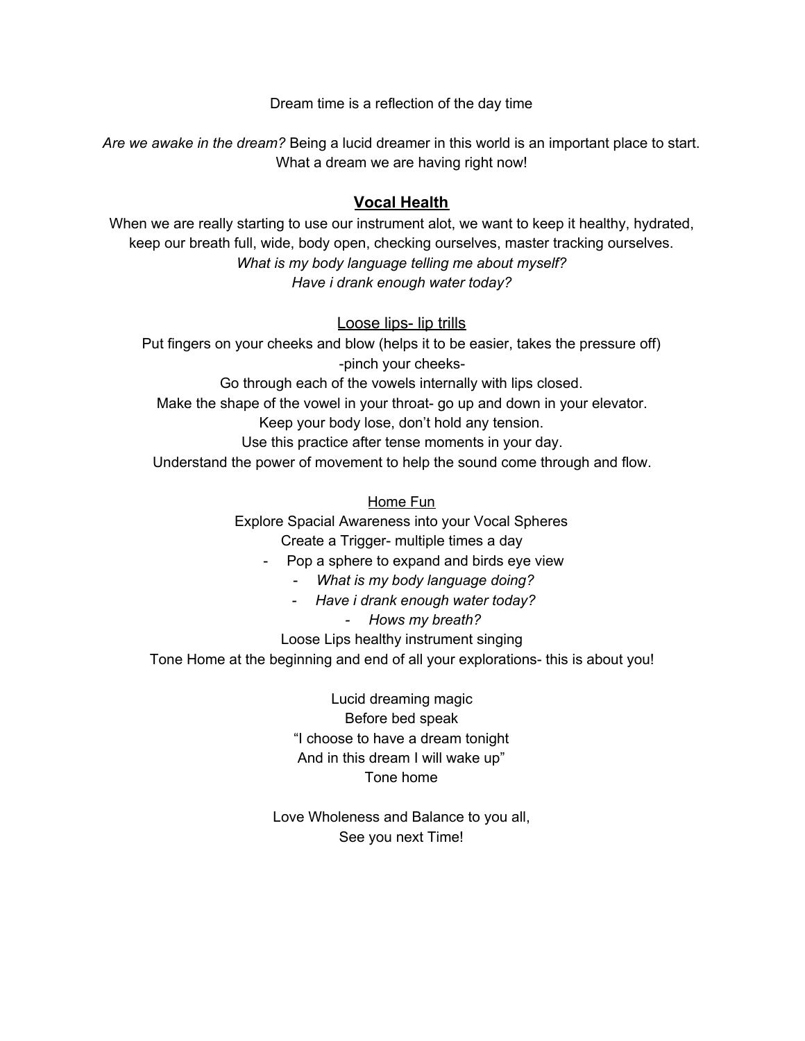Dream time is a reflection of the day time

*Are we awake in the dream?* Being a lucid dreamer in this world is an important place to start. What a dream we are having right now!

## Vocal Health

When we are really starting to use our instrument alot, we want to keep it healthy, hydrated, keep our breath full, wide, body open, checking ourselves, master tracking ourselves.

*What is my body language telling me about myself?*
*Have i drank enough water today?*

### Loose lips- lip trills

Put fingers on your cheeks and blow (helps it to be easier, takes the pressure off)
-pinch your cheeks-
Go through each of the vowels internally with lips closed.
Make the shape of the vowel in your throat- go up and down in your elevator.
Keep your body lose, don't hold any tension.
Use this practice after tense moments in your day.
Understand the power of movement to help the sound come through and flow.

### Home Fun

Explore Spacial Awareness into your Vocal Spheres
Create a Trigger- multiple times a day

- Pop a sphere to expand and birds eye view
  - *What is my body language doing?*
  - *Have i drank enough water today?*
  - *Hows my breath?*

Loose Lips healthy instrument singing
Tone Home at the beginning and end of all your explorations- this is about you!

Lucid dreaming magic
Before bed speak
"I choose to have a dream tonight
And in this dream I will wake up"
Tone home

Love Wholeness and Balance to you all,
See you next Time!